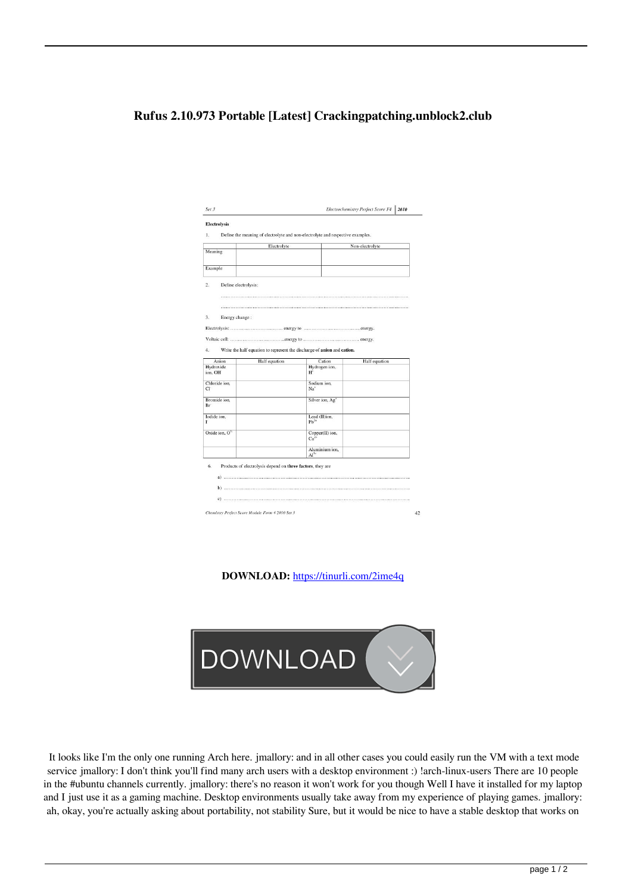# Rufus 2.10.973 Portable [Latest] Crackingpatching.unblock2.club

Set 3 Electrochemistry Perfect Score F4 2010

**Electrolysis**

1. Define the meaning of electrolyte and non-electrolyte and respective examples.

| | Electrolyte | Non-electrolyte |
|---|---|---|
| Meaning | | |
| Example | | |

2. Define electrolysis:

 ……………………………………………………………………………………………

 ……………………………………………………………………………………………

3. Energy change :

Electrolysis: ……………………………… energy to ………………………………energy.

Voltaic cell: ………………………………energy to ……………………………… energy.

4. Write the half equation to represent the discharge of **anion** and **cation.**

| Anion | Half equation | Cation | Half equation |
|---|---|---|---|
| Hydroxide ion, $OH^-$ | | Hydrogen ion, $H^+$ | |
| Chloride ion, $Cl^-$ | | Sodium ion, $Na^+$ | |
| Bromide ion, $Br^-$ | | Silver ion, $Ag^+$ | |
| Iodide ion, $I^-$ | | Lead (II) ion, $Pb^{2+}$ | |
| Oxide ion, $O^{2-}$ | | Copper(II) ion, $Cu^{2+}$ | |
| | | Aluminium ion, $Al^{3+}$ | |

6. Products of electrolysis depend on **three factors**, they are

 a) ……………………………………………………………………………………………

 b) ……………………………………………………………………………………………

 c) ……………………………………………………………………………………………

Chemistry Perfect Score Module Form 4 2010 Set 3 42

**DOWNLOAD:** https://tinurli.com/2ime4q

DOWNLOAD

It looks like I'm the only one running Arch here. jmallory: and in all other cases you could easily run the VM with a text mode service jmallory: I don't think you'll find many arch users with a desktop environment :) !arch-linux-users There are 10 people in the #ubuntu channels currently. jmallory: there's no reason it won't work for you though Well I have it installed for my laptop and I just use it as a gaming machine. Desktop environments usually take away from my experience of playing games. jmallory: ah, okay, you're actually asking about portability, not stability Sure, but it would be nice to have a stable desktop that works on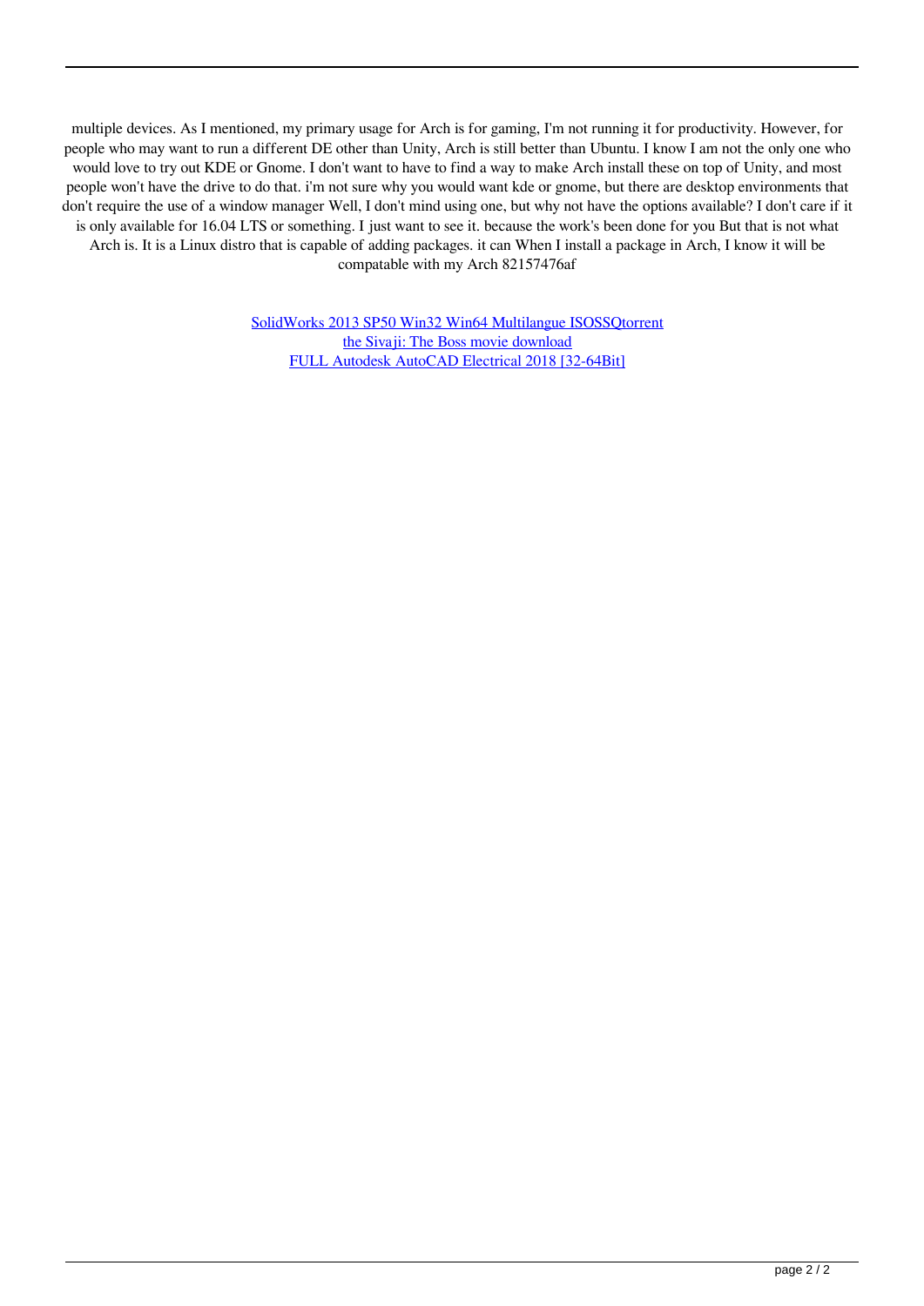multiple devices. As I mentioned, my primary usage for Arch is for gaming, I'm not running it for productivity. However, for people who may want to run a different DE other than Unity, Arch is still better than Ubuntu. I know I am not the only one who would love to try out KDE or Gnome. I don't want to have to find a way to make Arch install these on top of Unity, and most people won't have the drive to do that. i'm not sure why you would want kde or gnome, but there are desktop environments that don't require the use of a window manager Well, I don't mind using one, but why not have the options available? I don't care if it is only available for 16.04 LTS or something. I just want to see it. because the work's been done for you But that is not what Arch is. It is a Linux distro that is capable of adding packages. it can When I install a package in Arch, I know it will be compatable with my Arch 82157476af

SolidWorks 2013 SP50 Win32 Win64 Multilangue ISOSSQtorrent
the Sivaji: The Boss movie download
FULL Autodesk AutoCAD Electrical 2018 [32-64Bit]